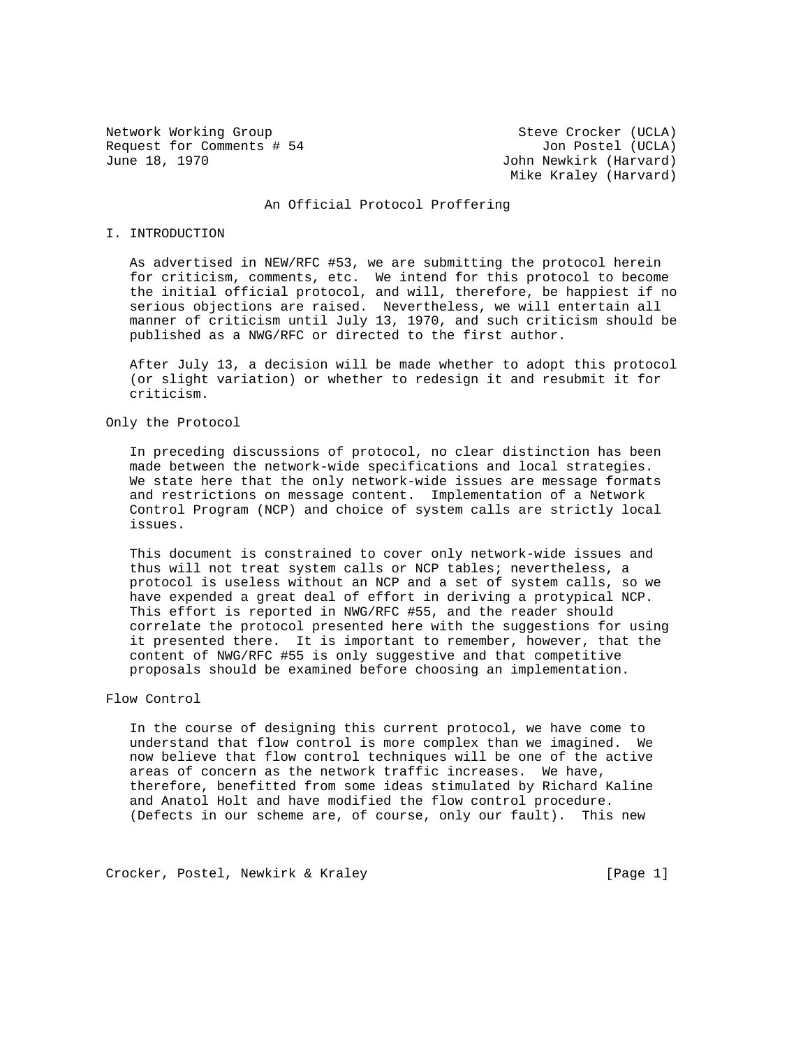Network Working Group
Request for Comments # 54
June 18, 1970

Steve Crocker (UCLA)
Jon Postel (UCLA)
John Newkirk (Harvard)
Mike Kraley (Harvard)

# An Official Protocol Proffering

## I. INTRODUCTION

As advertised in NEW/RFC #53, we are submitting the protocol herein for criticism, comments, etc. We intend for this protocol to become the initial official protocol, and will, therefore, be happiest if no serious objections are raised. Nevertheless, we will entertain all manner of criticism until July 13, 1970, and such criticism should be published as a NWG/RFC or directed to the first author.

After July 13, a decision will be made whether to adopt this protocol (or slight variation) or whether to redesign it and resubmit it for criticism.

### Only the Protocol

In preceding discussions of protocol, no clear distinction has been made between the network-wide specifications and local strategies. We state here that the only network-wide issues are message formats and restrictions on message content. Implementation of a Network Control Program (NCP) and choice of system calls are strictly local issues.

This document is constrained to cover only network-wide issues and thus will not treat system calls or NCP tables; nevertheless, a protocol is useless without an NCP and a set of system calls, so we have expended a great deal of effort in deriving a protypical NCP. This effort is reported in NWG/RFC #55, and the reader should correlate the protocol presented here with the suggestions for using it presented there. It is important to remember, however, that the content of NWG/RFC #55 is only suggestive and that competitive proposals should be examined before choosing an implementation.

### Flow Control

In the course of designing this current protocol, we have come to understand that flow control is more complex than we imagined. We now believe that flow control techniques will be one of the active areas of concern as the network traffic increases. We have, therefore, benefitted from some ideas stimulated by Richard Kaline and Anatol Holt and have modified the flow control procedure. (Defects in our scheme are, of course, only our fault). This new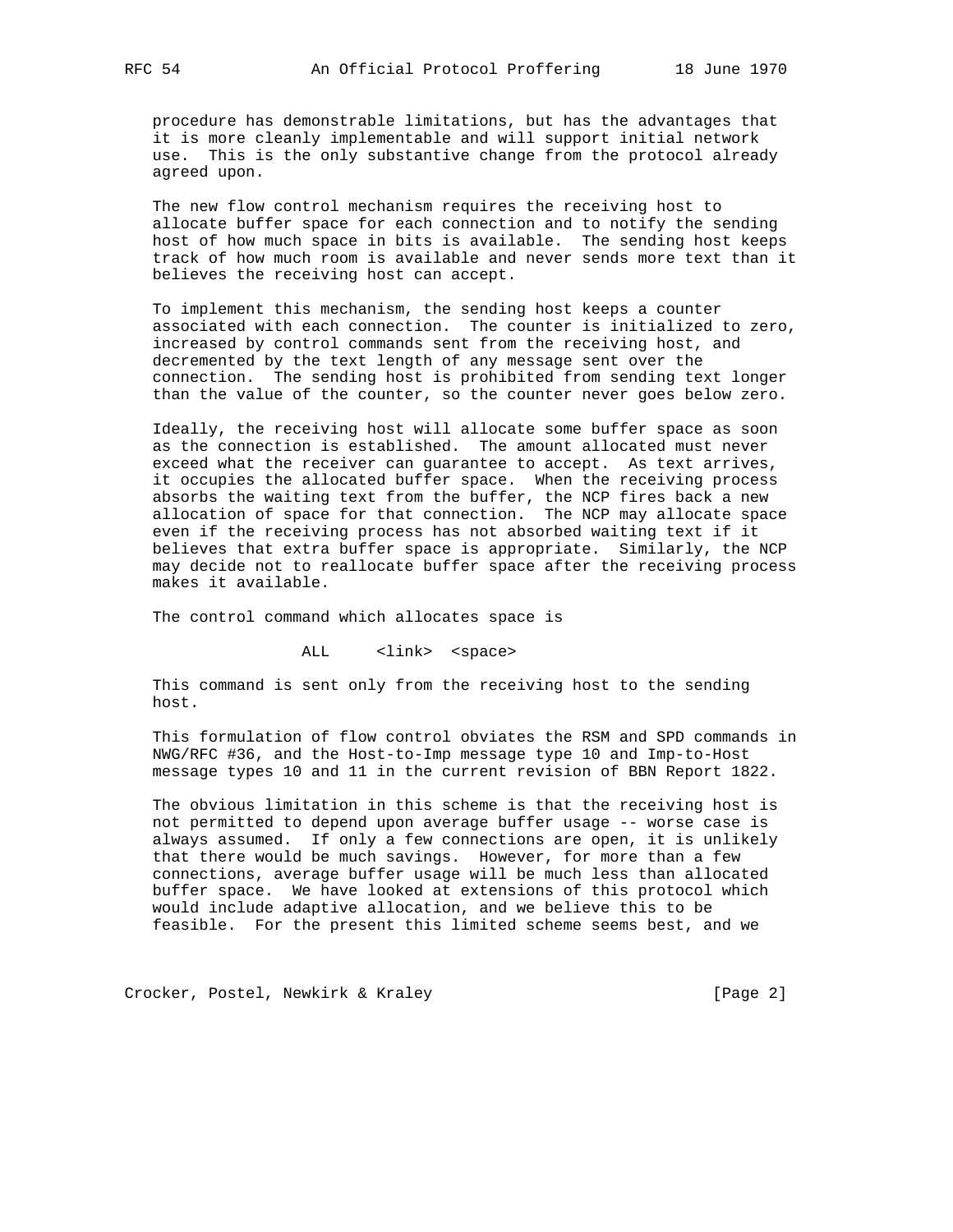procedure has demonstrable limitations, but has the advantages that it is more cleanly implementable and will support initial network use. This is the only substantive change from the protocol already agreed upon.

The new flow control mechanism requires the receiving host to allocate buffer space for each connection and to notify the sending host of how much space in bits is available. The sending host keeps track of how much room is available and never sends more text than it believes the receiving host can accept.

To implement this mechanism, the sending host keeps a counter associated with each connection. The counter is initialized to zero, increased by control commands sent from the receiving host, and decremented by the text length of any message sent over the connection. The sending host is prohibited from sending text longer than the value of the counter, so the counter never goes below zero.

Ideally, the receiving host will allocate some buffer space as soon as the connection is established. The amount allocated must never exceed what the receiver can guarantee to accept. As text arrives, it occupies the allocated buffer space. When the receiving process absorbs the waiting text from the buffer, the NCP fires back a new allocation of space for that connection. The NCP may allocate space even if the receiving process has not absorbed waiting text if it believes that extra buffer space is appropriate. Similarly, the NCP may decide not to reallocate buffer space after the receiving process makes it available.

The control command which allocates space is

```
ALL     <link>  <space>
```

This command is sent only from the receiving host to the sending host.

This formulation of flow control obviates the RSM and SPD commands in NWG/RFC #36, and the Host-to-Imp message type 10 and Imp-to-Host message types 10 and 11 in the current revision of BBN Report 1822.

The obvious limitation in this scheme is that the receiving host is not permitted to depend upon average buffer usage -- worse case is always assumed. If only a few connections are open, it is unlikely that there would be much savings. However, for more than a few connections, average buffer usage will be much less than allocated buffer space. We have looked at extensions of this protocol which would include adaptive allocation, and we believe this to be feasible. For the present this limited scheme seems best, and we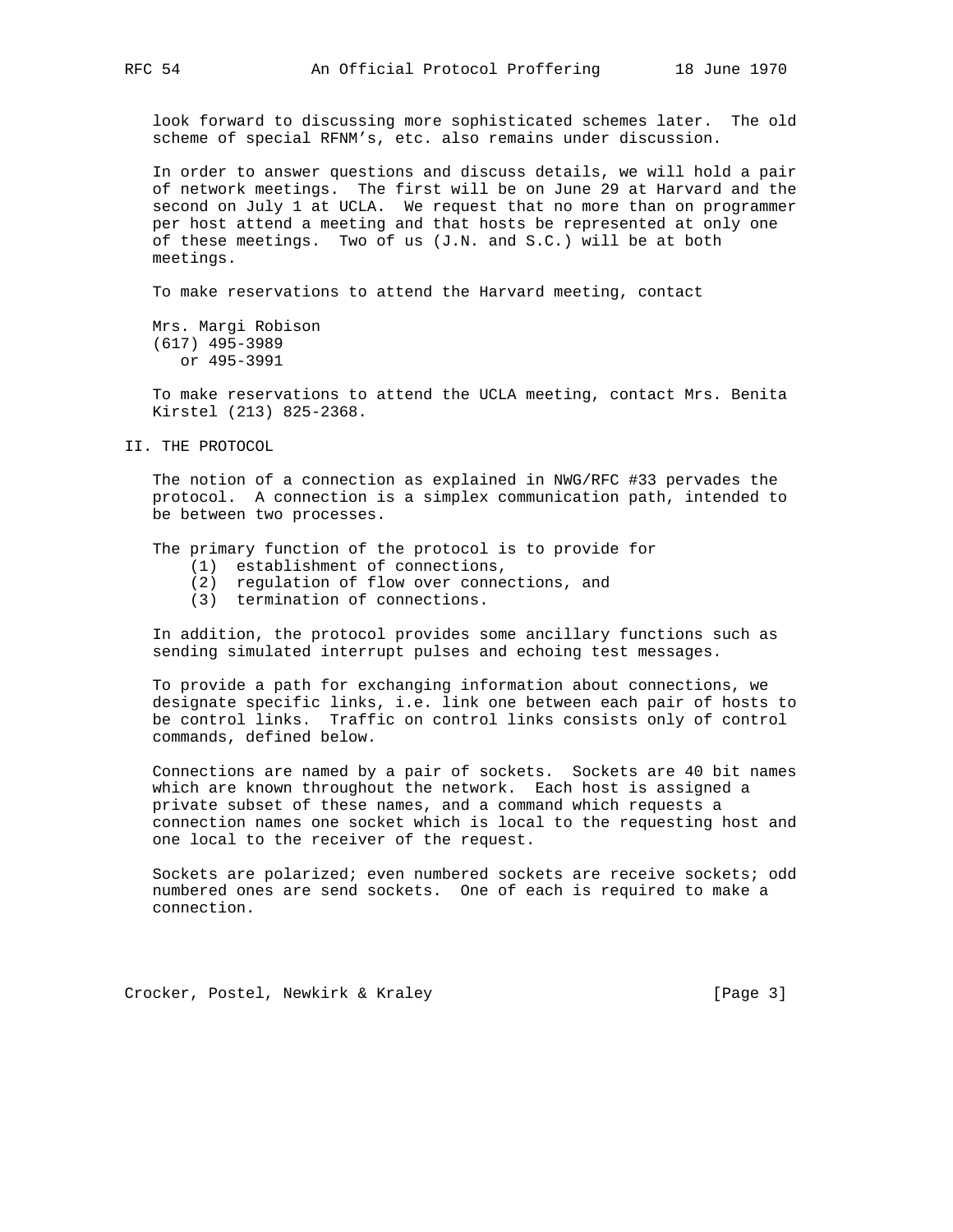look forward to discussing more sophisticated schemes later. The old scheme of special RFNM's, etc. also remains under discussion.

In order to answer questions and discuss details, we will hold a pair of network meetings. The first will be on June 29 at Harvard and the second on July 1 at UCLA. We request that no more than on programmer per host attend a meeting and that hosts be represented at only one of these meetings. Two of us (J.N. and S.C.) will be at both meetings.

To make reservations to attend the Harvard meeting, contact

Mrs. Margi Robison
(617) 495-3989
or 495-3991

To make reservations to attend the UCLA meeting, contact Mrs. Benita Kirstel (213) 825-2368.

## II. THE PROTOCOL

The notion of a connection as explained in NWG/RFC #33 pervades the protocol. A connection is a simplex communication path, intended to be between two processes.

The primary function of the protocol is to provide for

1. establishment of connections,
2. regulation of flow over connections, and
3. termination of connections.

In addition, the protocol provides some ancillary functions such as sending simulated interrupt pulses and echoing test messages.

To provide a path for exchanging information about connections, we designate specific links, i.e. link one between each pair of hosts to be control links. Traffic on control links consists only of control commands, defined below.

Connections are named by a pair of sockets. Sockets are 40 bit names which are known throughout the network. Each host is assigned a private subset of these names, and a command which requests a connection names one socket which is local to the requesting host and one local to the receiver of the request.

Sockets are polarized; even numbered sockets are receive sockets; odd numbered ones are send sockets. One of each is required to make a connection.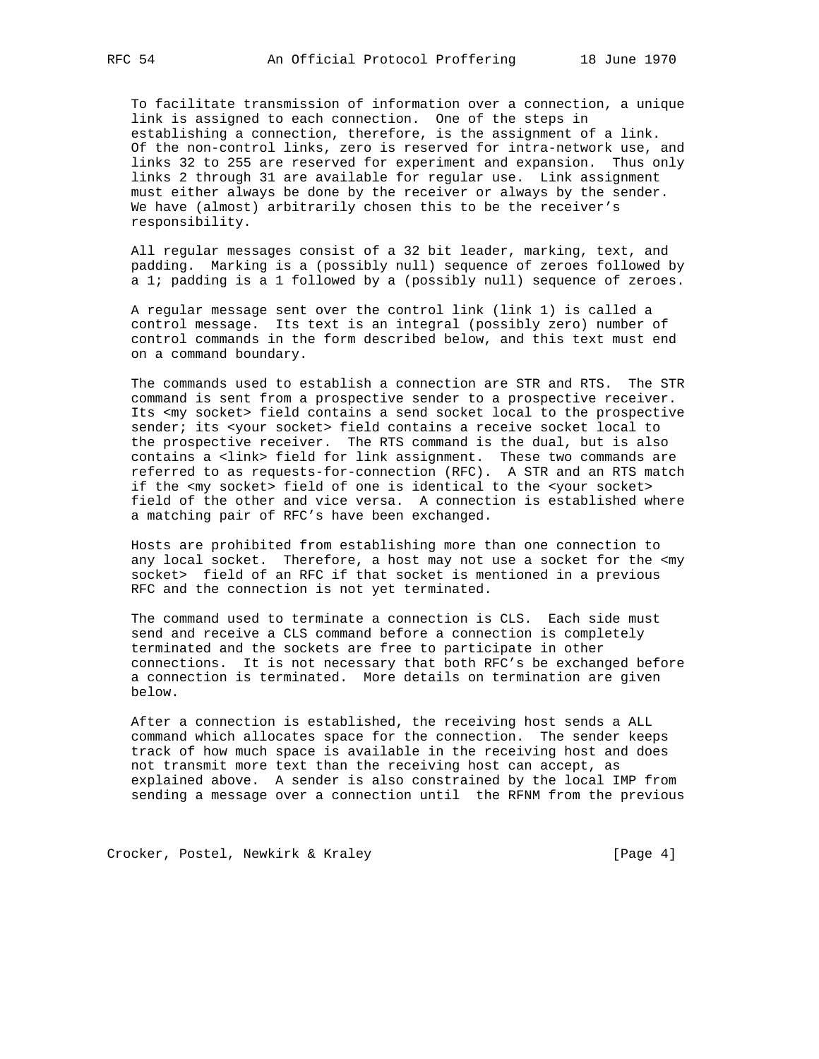To facilitate transmission of information over a connection, a unique link is assigned to each connection. One of the steps in establishing a connection, therefore, is the assignment of a link. Of the non-control links, zero is reserved for intra-network use, and links 32 to 255 are reserved for experiment and expansion. Thus only links 2 through 31 are available for regular use. Link assignment must either always be done by the receiver or always by the sender. We have (almost) arbitrarily chosen this to be the receiver's responsibility.

All regular messages consist of a 32 bit leader, marking, text, and padding. Marking is a (possibly null) sequence of zeroes followed by a 1; padding is a 1 followed by a (possibly null) sequence of zeroes.

A regular message sent over the control link (link 1) is called a control message. Its text is an integral (possibly zero) number of control commands in the form described below, and this text must end on a command boundary.

The commands used to establish a connection are STR and RTS. The STR command is sent from a prospective sender to a prospective receiver. Its <my socket> field contains a send socket local to the prospective sender; its <your socket> field contains a receive socket local to the prospective receiver. The RTS command is the dual, but is also contains a <link> field for link assignment. These two commands are referred to as requests-for-connection (RFC). A STR and an RTS match if the <my socket> field of one is identical to the <your socket> field of the other and vice versa. A connection is established where a matching pair of RFC's have been exchanged.

Hosts are prohibited from establishing more than one connection to any local socket. Therefore, a host may not use a socket for the <my socket> field of an RFC if that socket is mentioned in a previous RFC and the connection is not yet terminated.

The command used to terminate a connection is CLS. Each side must send and receive a CLS command before a connection is completely terminated and the sockets are free to participate in other connections. It is not necessary that both RFC's be exchanged before a connection is terminated. More details on termination are given below.

After a connection is established, the receiving host sends a ALL command which allocates space for the connection. The sender keeps track of how much space is available in the receiving host and does not transmit more text than the receiving host can accept, as explained above. A sender is also constrained by the local IMP from sending a message over a connection until the RFNM from the previous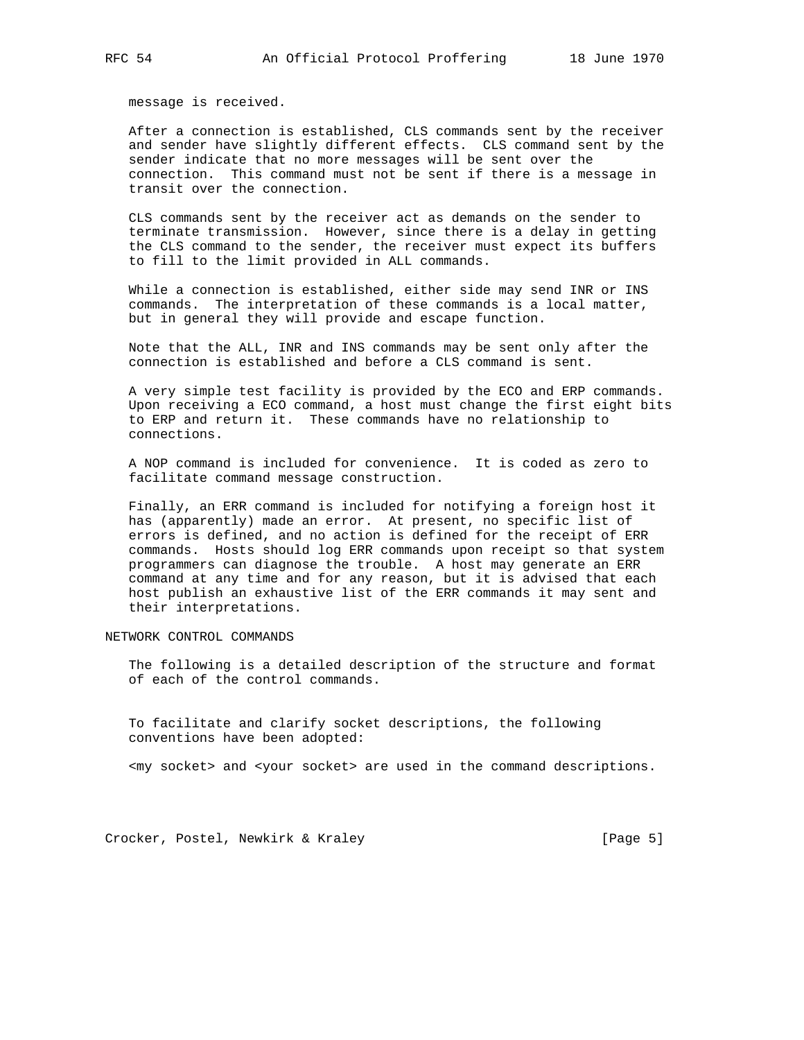message is received.

After a connection is established, CLS commands sent by the receiver and sender have slightly different effects. CLS command sent by the sender indicate that no more messages will be sent over the connection. This command must not be sent if there is a message in transit over the connection.

CLS commands sent by the receiver act as demands on the sender to terminate transmission. However, since there is a delay in getting the CLS command to the sender, the receiver must expect its buffers to fill to the limit provided in ALL commands.

While a connection is established, either side may send INR or INS commands. The interpretation of these commands is a local matter, but in general they will provide and escape function.

Note that the ALL, INR and INS commands may be sent only after the connection is established and before a CLS command is sent.

A very simple test facility is provided by the ECO and ERP commands. Upon receiving a ECO command, a host must change the first eight bits to ERP and return it. These commands have no relationship to connections.

A NOP command is included for convenience. It is coded as zero to facilitate command message construction.

Finally, an ERR command is included for notifying a foreign host it has (apparently) made an error. At present, no specific list of errors is defined, and no action is defined for the receipt of ERR commands. Hosts should log ERR commands upon receipt so that system programmers can diagnose the trouble. A host may generate an ERR command at any time and for any reason, but it is advised that each host publish an exhaustive list of the ERR commands it may sent and their interpretations.

## NETWORK CONTROL COMMANDS

The following is a detailed description of the structure and format of each of the control commands.

To facilitate and clarify socket descriptions, the following conventions have been adopted:

<my socket> and <your socket> are used in the command descriptions.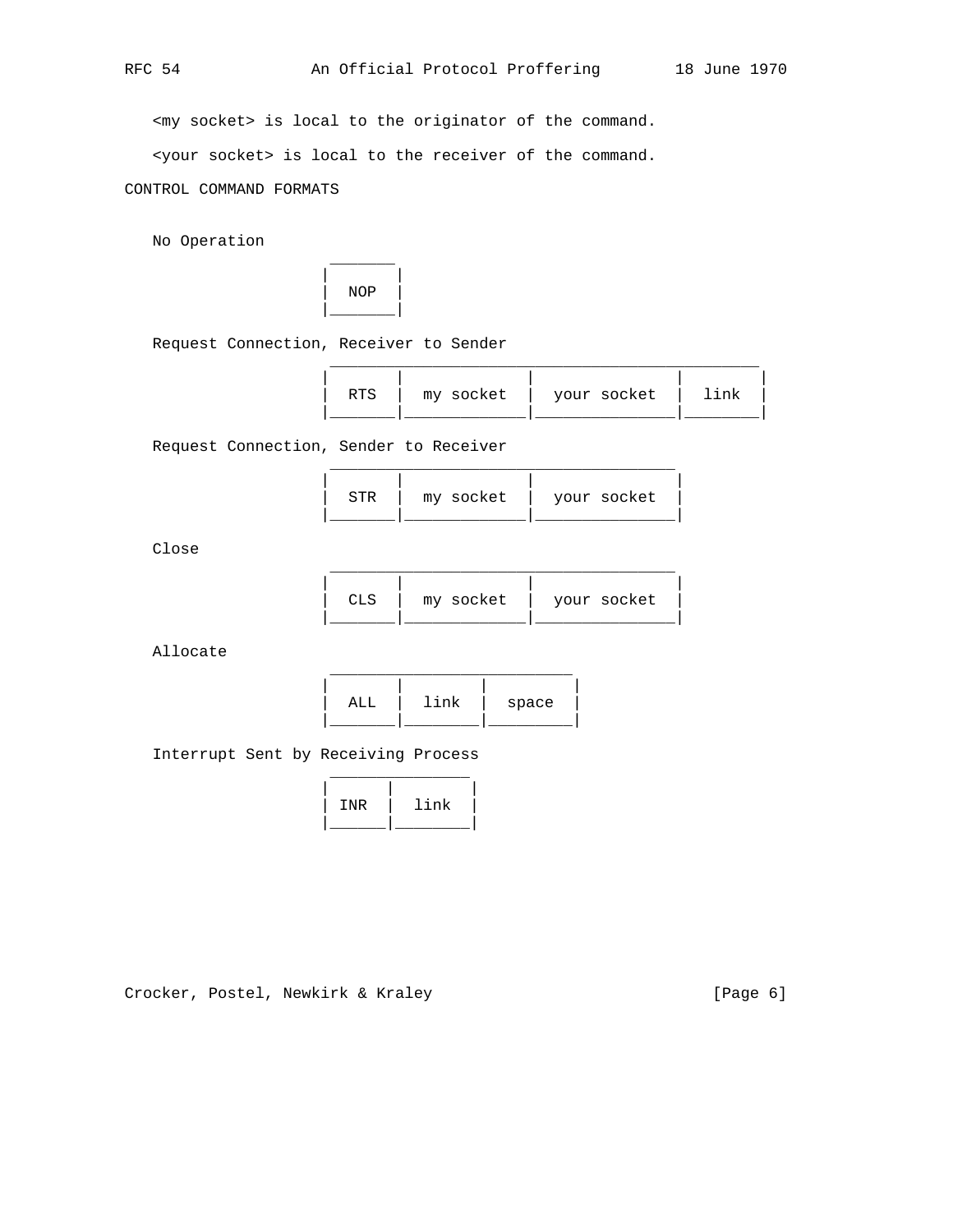<my socket> is local to the originator of the command.

<your socket> is local to the receiver of the command.

CONTROL COMMAND FORMATS

No Operation

```
 _______
|       |
|  NOP  |
|_______|
```

Request Connection, Receiver to Sender

```
 ______________________________________________
|       |             |               |        |
|  RTS  |  my socket  |  your socket  |  link  |
|_______|_____________|_______________|________|
```

Request Connection, Sender to Receiver

```
 _____________________________________
|       |             |               |
|  STR  |  my socket  |  your socket  |
|_______|_____________|_______________|
```

Close

```
 _____________________________________
|       |             |               |
|  CLS  |  my socket  |  your socket  |
|_______|_____________|_______________|
```

Allocate

```
 ___________________________
|       |        |          |
|  ALL  |  link  |  space   |
|_______|________|__________|
```

Interrupt Sent by Receiving Process

```
 _______________
|      |        |
| INR  |  link  |
|______|________|
```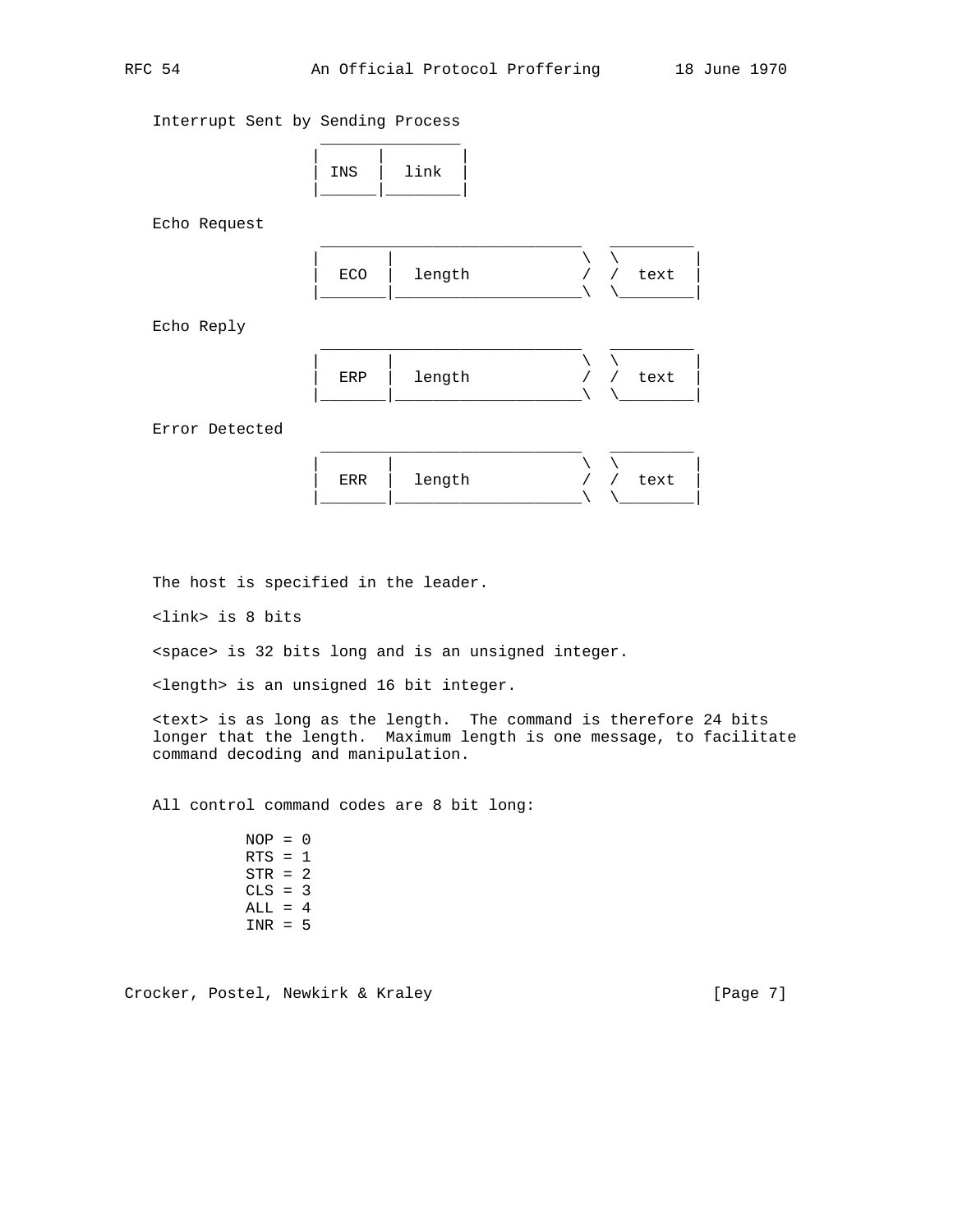Interrupt Sent by Sending Process

```
 _______________
|      |        |
| INS  |  link  |
|______|________|
```

Echo Request

```
 ____________________________   _________
|       |                    \  \        |
|  ECO  |  length            /  /  text  |
|_______|____________________\  \________|
```

Echo Reply

```
 ____________________________   _________
|       |                    \  \        |
|  ERP  |  length            /  /  text  |
|_______|____________________\  \________|
```

Error Detected

```
 ____________________________   _________
|       |                    \  \        |
|  ERR  |  length            /  /  text  |
|_______|____________________\  \________|
```

The host is specified in the leader.

<link> is 8 bits

<space> is 32 bits long and is an unsigned integer.

<length> is an unsigned 16 bit integer.

<text> is as long as the length. The command is therefore 24 bits longer that the length. Maximum length is one message, to facilitate command decoding and manipulation.

All control command codes are 8 bit long:

```
NOP = 0
RTS = 1
STR = 2
CLS = 3
ALL = 4
INR = 5
```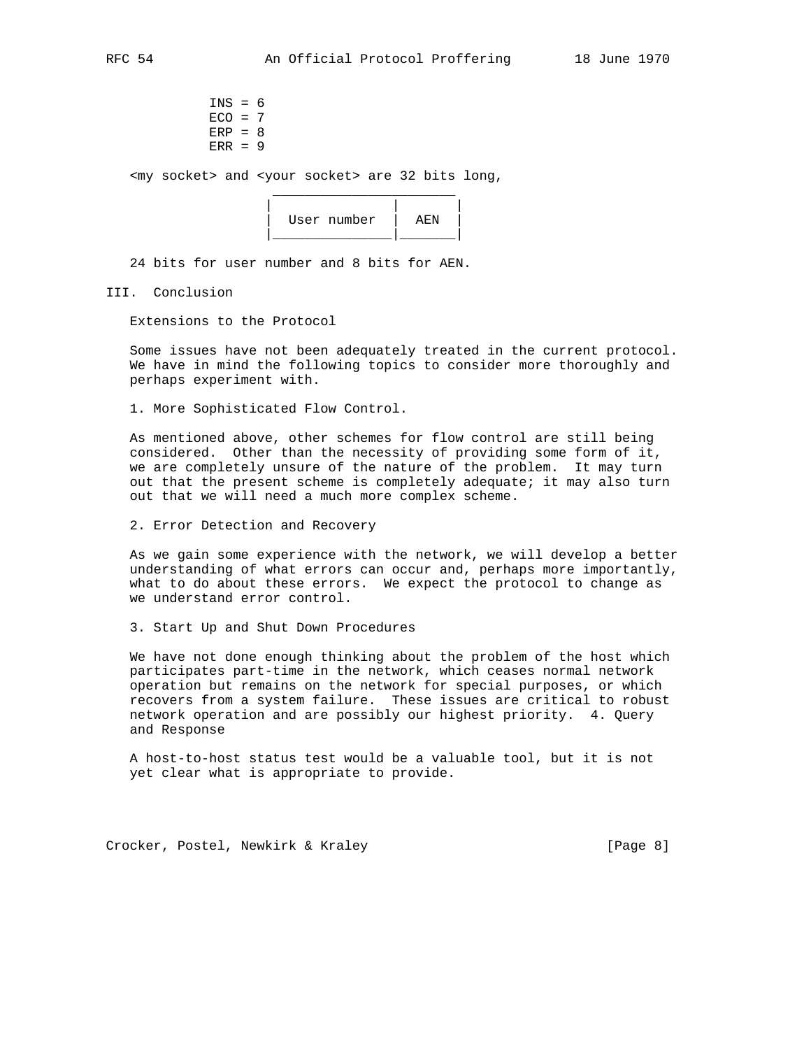```
INS = 6
ECO = 7
ERP = 8
ERR = 9
```

<my socket> and <your socket> are 32 bits long,

```
 _______________________
|               |       |
|  User number  |  AEN  |
|_______________|_______|
```

24 bits for user number and 8 bits for AEN.

## III. Conclusion

### Extensions to the Protocol

Some issues have not been adequately treated in the current protocol. We have in mind the following topics to consider more thoroughly and perhaps experiment with.

#### 1. More Sophisticated Flow Control.

As mentioned above, other schemes for flow control are still being considered. Other than the necessity of providing some form of it, we are completely unsure of the nature of the problem. It may turn out that the present scheme is completely adequate; it may also turn out that we will need a much more complex scheme.

#### 2. Error Detection and Recovery

As we gain some experience with the network, we will develop a better understanding of what errors can occur and, perhaps more importantly, what to do about these errors. We expect the protocol to change as we understand error control.

#### 3. Start Up and Shut Down Procedures

We have not done enough thinking about the problem of the host which participates part-time in the network, which ceases normal network operation but remains on the network for special purposes, or which recovers from a system failure. These issues are critical to robust network operation and are possibly our highest priority.

#### 4. Query and Response

A host-to-host status test would be a valuable tool, but it is not yet clear what is appropriate to provide.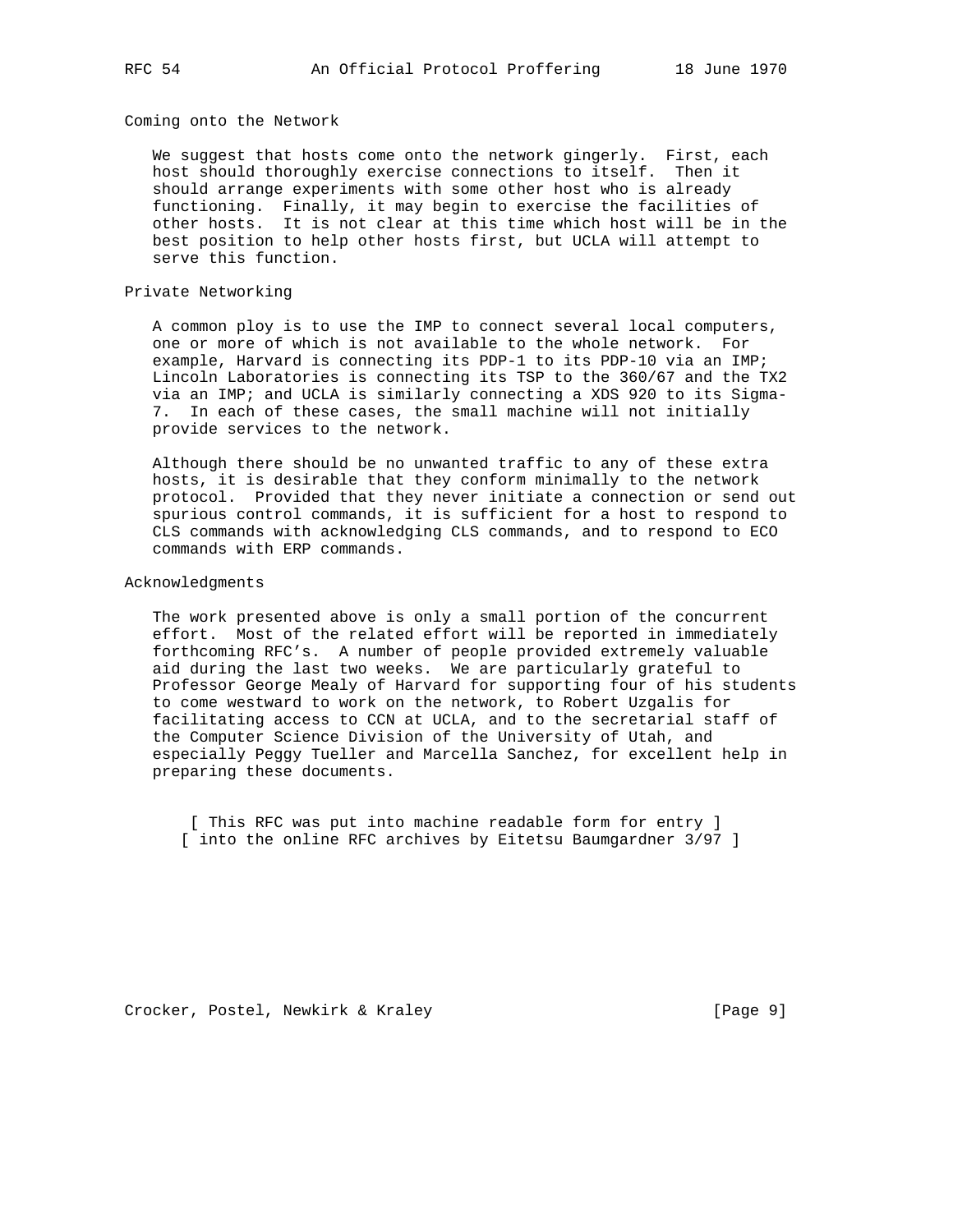## Coming onto the Network

We suggest that hosts come onto the network gingerly. First, each host should thoroughly exercise connections to itself. Then it should arrange experiments with some other host who is already functioning. Finally, it may begin to exercise the facilities of other hosts. It is not clear at this time which host will be in the best position to help other hosts first, but UCLA will attempt to serve this function.

## Private Networking

A common ploy is to use the IMP to connect several local computers, one or more of which is not available to the whole network. For example, Harvard is connecting its PDP-1 to its PDP-10 via an IMP; Lincoln Laboratories is connecting its TSP to the 360/67 and the TX2 via an IMP; and UCLA is similarly connecting a XDS 920 to its Sigma-7. In each of these cases, the small machine will not initially provide services to the network.

Although there should be no unwanted traffic to any of these extra hosts, it is desirable that they conform minimally to the network protocol. Provided that they never initiate a connection or send out spurious control commands, it is sufficient for a host to respond to CLS commands with acknowledging CLS commands, and to respond to ECO commands with ERP commands.

## Acknowledgments

The work presented above is only a small portion of the concurrent effort. Most of the related effort will be reported in immediately forthcoming RFC's. A number of people provided extremely valuable aid during the last two weeks. We are particularly grateful to Professor George Mealy of Harvard for supporting four of his students to come westward to work on the network, to Robert Uzgalis for facilitating access to CCN at UCLA, and to the secretarial staff of the Computer Science Division of the University of Utah, and especially Peggy Tueller and Marcella Sanchez, for excellent help in preparing these documents.

[ This RFC was put into machine readable form for entry ]
[ into the online RFC archives by Eitetsu Baumgardner 3/97 ]